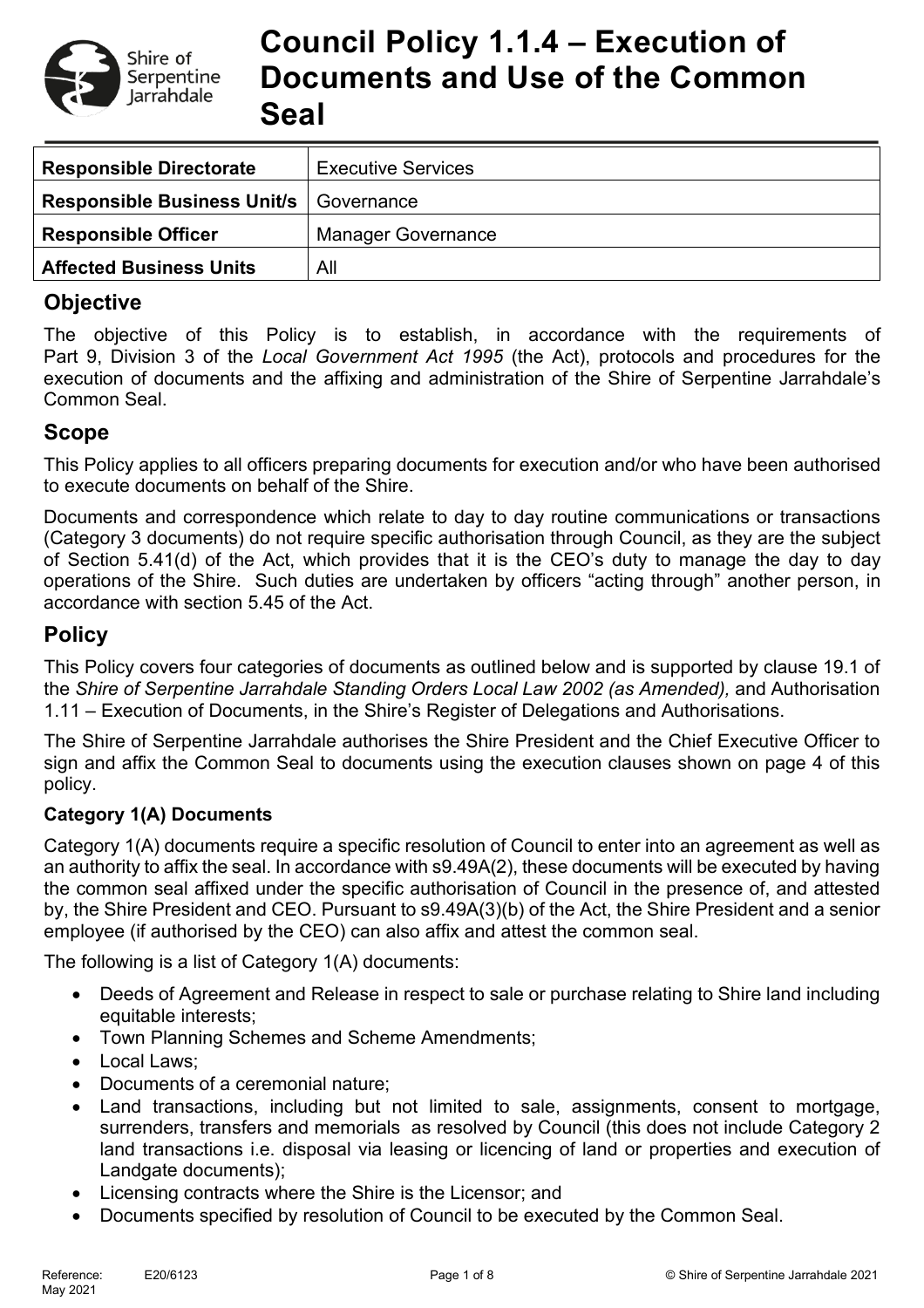# Council Policy 1.1.4 – Execution of Documents and Use of the Common Seal

| **Responsible Directorate** | Executive Services |
| --- | --- |
| **Responsible Business Unit/s** | Governance |
| **Responsible Officer** | Manager Governance |
| **Affected Business Units** | All |

## Objective

The objective of this Policy is to establish, in accordance with the requirements of Part 9, Division 3 of the *Local Government Act 1995* (the Act), protocols and procedures for the execution of documents and the affixing and administration of the Shire of Serpentine Jarrahdale's Common Seal.

## Scope

This Policy applies to all officers preparing documents for execution and/or who have been authorised to execute documents on behalf of the Shire.

Documents and correspondence which relate to day to day routine communications or transactions (Category 3 documents) do not require specific authorisation through Council, as they are the subject of Section 5.41(d) of the Act, which provides that it is the CEO's duty to manage the day to day operations of the Shire. Such duties are undertaken by officers "acting through" another person, in accordance with section 5.45 of the Act.

## Policy

This Policy covers four categories of documents as outlined below and is supported by clause 19.1 of the *Shire of Serpentine Jarrahdale Standing Orders Local Law 2002 (as Amended),* and Authorisation 1.11 – Execution of Documents, in the Shire's Register of Delegations and Authorisations.

The Shire of Serpentine Jarrahdale authorises the Shire President and the Chief Executive Officer to sign and affix the Common Seal to documents using the execution clauses shown on page 4 of this policy.

### Category 1(A) Documents

Category 1(A) documents require a specific resolution of Council to enter into an agreement as well as an authority to affix the seal. In accordance with s9.49A(2), these documents will be executed by having the common seal affixed under the specific authorisation of Council in the presence of, and attested by, the Shire President and CEO. Pursuant to s9.49A(3)(b) of the Act, the Shire President and a senior employee (if authorised by the CEO) can also affix and attest the common seal.

The following is a list of Category 1(A) documents:

- Deeds of Agreement and Release in respect to sale or purchase relating to Shire land including equitable interests;
- Town Planning Schemes and Scheme Amendments;
- Local Laws;
- Documents of a ceremonial nature;
- Land transactions, including but not limited to sale, assignments, consent to mortgage, surrenders, transfers and memorials as resolved by Council (this does not include Category 2 land transactions i.e. disposal via leasing or licencing of land or properties and execution of Landgate documents);
- Licensing contracts where the Shire is the Licensor; and
- Documents specified by resolution of Council to be executed by the Common Seal.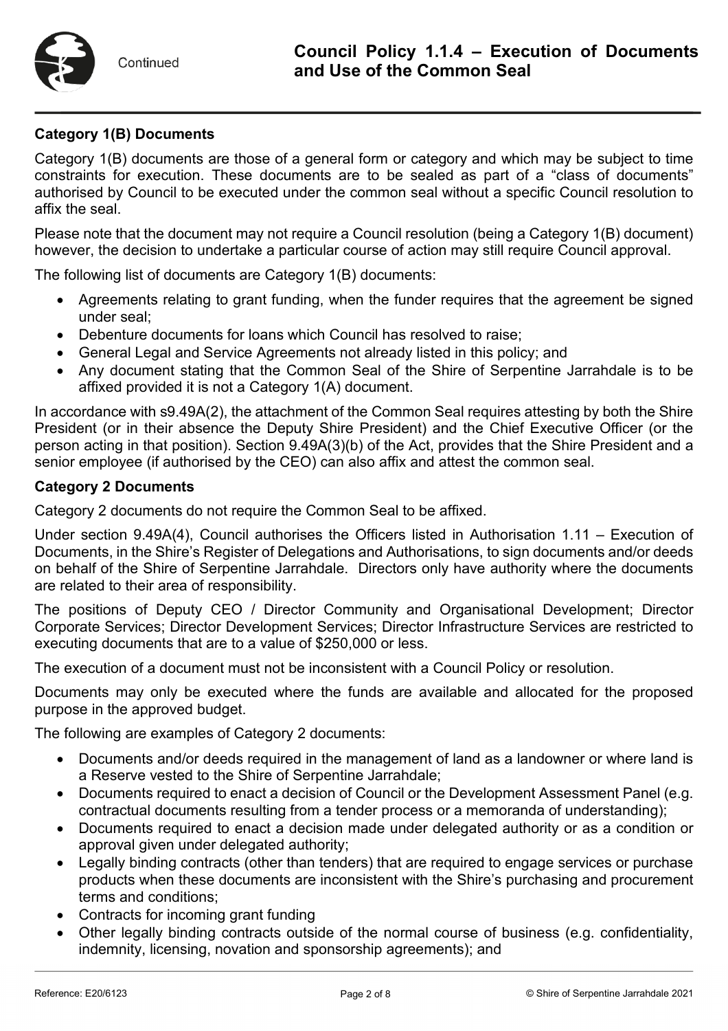**Category 1(B) Documents**

Category 1(B) documents are those of a general form or category and which may be subject to time constraints for execution. These documents are to be sealed as part of a "class of documents" authorised by Council to be executed under the common seal without a specific Council resolution to affix the seal.

Please note that the document may not require a Council resolution (being a Category 1(B) document) however, the decision to undertake a particular course of action may still require Council approval.

The following list of documents are Category 1(B) documents:

- Agreements relating to grant funding, when the funder requires that the agreement be signed under seal;
- Debenture documents for loans which Council has resolved to raise;
- General Legal and Service Agreements not already listed in this policy; and
- Any document stating that the Common Seal of the Shire of Serpentine Jarrahdale is to be affixed provided it is not a Category 1(A) document.

In accordance with s9.49A(2), the attachment of the Common Seal requires attesting by both the Shire President (or in their absence the Deputy Shire President) and the Chief Executive Officer (or the person acting in that position). Section 9.49A(3)(b) of the Act, provides that the Shire President and a senior employee (if authorised by the CEO) can also affix and attest the common seal.

**Category 2 Documents**

Category 2 documents do not require the Common Seal to be affixed.

Under section 9.49A(4), Council authorises the Officers listed in Authorisation 1.11 – Execution of Documents, in the Shire's Register of Delegations and Authorisations, to sign documents and/or deeds on behalf of the Shire of Serpentine Jarrahdale. Directors only have authority where the documents are related to their area of responsibility.

The positions of Deputy CEO / Director Community and Organisational Development; Director Corporate Services; Director Development Services; Director Infrastructure Services are restricted to executing documents that are to a value of $250,000 or less.

The execution of a document must not be inconsistent with a Council Policy or resolution.

Documents may only be executed where the funds are available and allocated for the proposed purpose in the approved budget.

The following are examples of Category 2 documents:

- Documents and/or deeds required in the management of land as a landowner or where land is a Reserve vested to the Shire of Serpentine Jarrahdale;
- Documents required to enact a decision of Council or the Development Assessment Panel (e.g. contractual documents resulting from a tender process or a memoranda of understanding);
- Documents required to enact a decision made under delegated authority or as a condition or approval given under delegated authority;
- Legally binding contracts (other than tenders) that are required to engage services or purchase products when these documents are inconsistent with the Shire's purchasing and procurement terms and conditions;
- Contracts for incoming grant funding
- Other legally binding contracts outside of the normal course of business (e.g. confidentiality, indemnity, licensing, novation and sponsorship agreements); and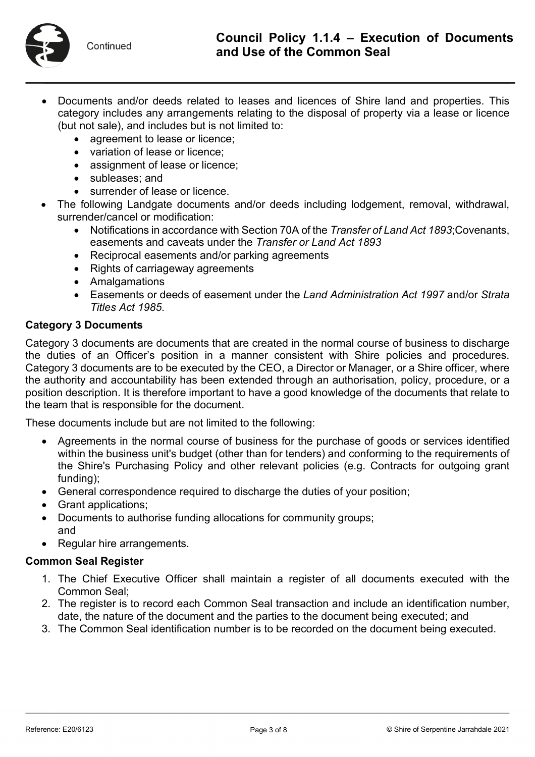- Documents and/or deeds related to leases and licences of Shire land and properties. This category includes any arrangements relating to the disposal of property via a lease or licence (but not sale), and includes but is not limited to:
    - agreement to lease or licence;
    - variation of lease or licence;
    - assignment of lease or licence;
    - subleases; and
    - surrender of lease or licence.
- The following Landgate documents and/or deeds including lodgement, removal, withdrawal, surrender/cancel or modification:
    - Notifications in accordance with Section 70A of the *Transfer of Land Act 1893*;Covenants, easements and caveats under the *Transfer or Land Act 1893*
    - Reciprocal easements and/or parking agreements
    - Rights of carriageway agreements
    - Amalgamations
    - Easements or deeds of easement under the *Land Administration Act 1997* and/or *Strata Titles Act 1985*.

**Category 3 Documents**

Category 3 documents are documents that are created in the normal course of business to discharge the duties of an Officer's position in a manner consistent with Shire policies and procedures. Category 3 documents are to be executed by the CEO, a Director or Manager, or a Shire officer, where the authority and accountability has been extended through an authorisation, policy, procedure, or a position description. It is therefore important to have a good knowledge of the documents that relate to the team that is responsible for the document.

These documents include but are not limited to the following:

- Agreements in the normal course of business for the purchase of goods or services identified within the business unit's budget (other than for tenders) and conforming to the requirements of the Shire's Purchasing Policy and other relevant policies (e.g. Contracts for outgoing grant funding);
- General correspondence required to discharge the duties of your position;
- Grant applications;
- Documents to authorise funding allocations for community groups;
  and
- Regular hire arrangements.

**Common Seal Register**

1. The Chief Executive Officer shall maintain a register of all documents executed with the Common Seal;
2. The register is to record each Common Seal transaction and include an identification number, date, the nature of the document and the parties to the document being executed; and
3. The Common Seal identification number is to be recorded on the document being executed.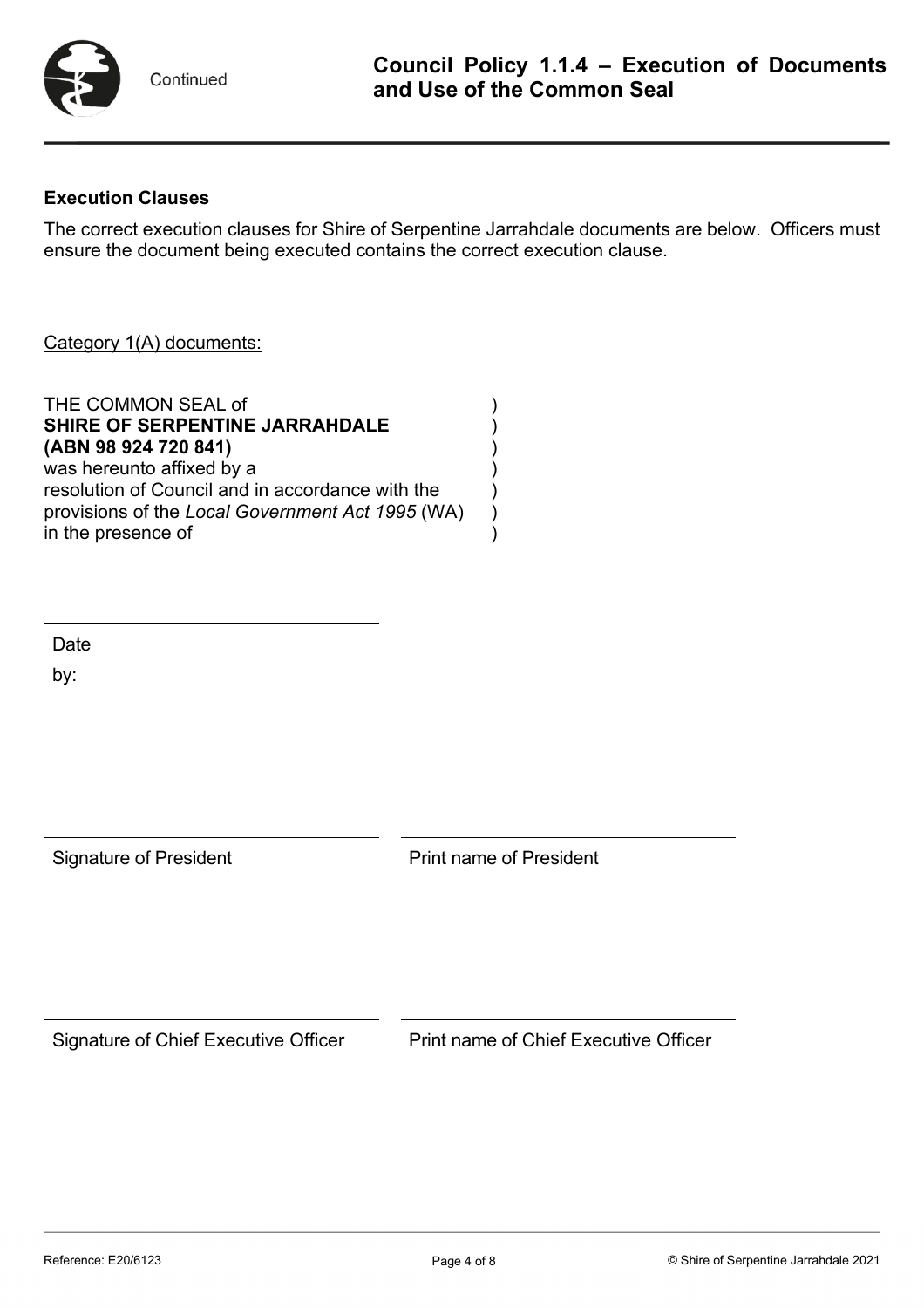## Execution Clauses

The correct execution clauses for Shire of Serpentine Jarrahdale documents are below. Officers must ensure the document being executed contains the correct execution clause.

Category 1(A) documents:

THE COMMON SEAL of )
**SHIRE OF SERPENTINE JARRAHDALE** )
**(ABN 98 924 720 841)** )
was hereunto affixed by a )
resolution of Council and in accordance with the )
provisions of the *Local Government Act 1995* (WA) )
in the presence of )

\_\_\_\_\_\_\_\_\_\_\_\_\_\_\_\_\_\_\_\_\_\_\_\_\_\_\_\_\_\_

Date

by:

| \_\_\_\_\_\_\_\_\_\_\_\_\_\_\_\_\_\_\_\_\_\_\_\_\_\_\_\_\_\_ | \_\_\_\_\_\_\_\_\_\_\_\_\_\_\_\_\_\_\_\_\_\_\_\_\_\_\_\_\_\_ |
|---|---|
| Signature of President | Print name of President |
| \_\_\_\_\_\_\_\_\_\_\_\_\_\_\_\_\_\_\_\_\_\_\_\_\_\_\_\_\_\_ | \_\_\_\_\_\_\_\_\_\_\_\_\_\_\_\_\_\_\_\_\_\_\_\_\_\_\_\_\_\_ |
| Signature of Chief Executive Officer | Print name of Chief Executive Officer |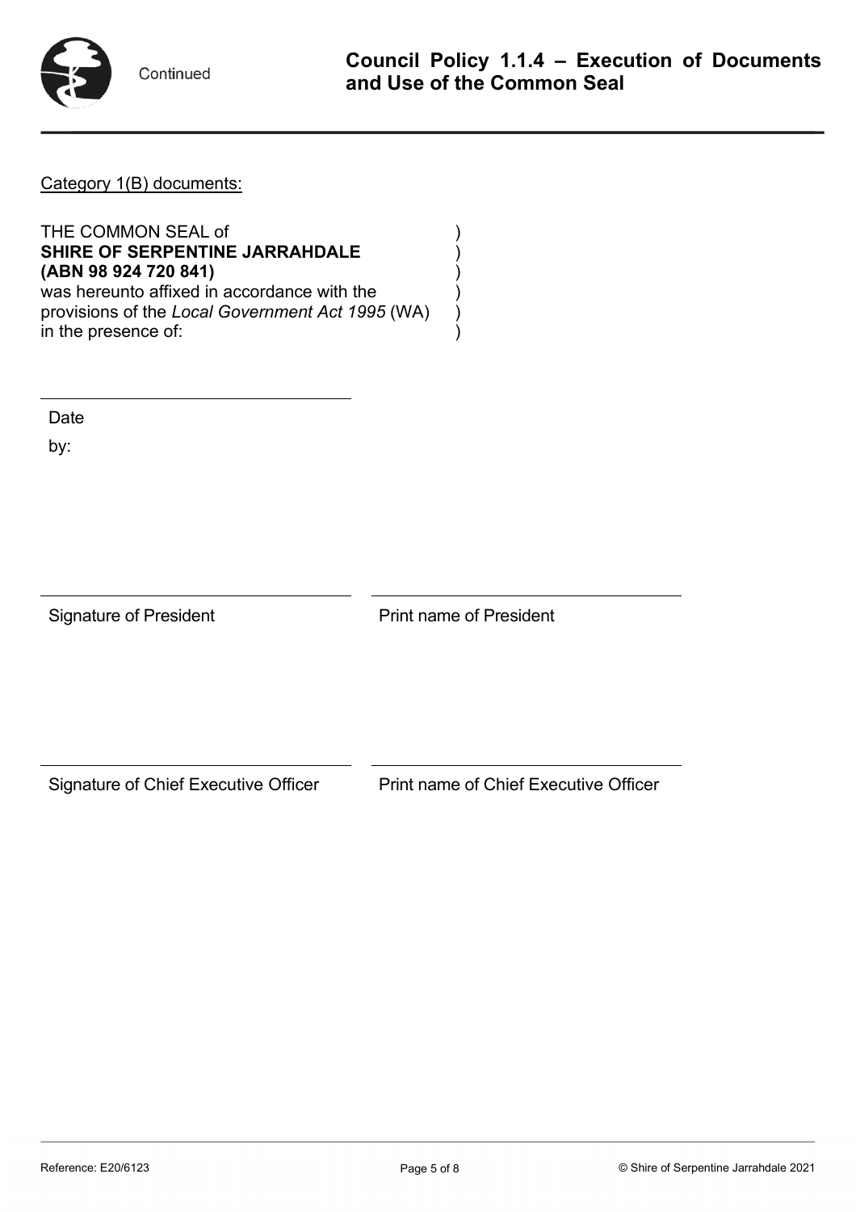Category 1(B) documents:

THE COMMON SEAL of )
**SHIRE OF SERPENTINE JARRAHDALE** )
**(ABN 98 924 720 841)** )
was hereunto affixed in accordance with the )
provisions of the *Local Government Act 1995* (WA) )
in the presence of: )

\_\_\_\_\_\_\_\_\_\_\_\_\_\_\_\_\_\_\_\_\_\_\_\_\_\_\_\_\_\_\_\_

Date

by:

| \_\_\_\_\_\_\_\_\_\_\_\_\_\_\_\_\_\_\_\_\_\_\_\_\_\_\_\_\_\_\_\_ | \_\_\_\_\_\_\_\_\_\_\_\_\_\_\_\_\_\_\_\_\_\_\_\_\_\_\_\_\_\_\_\_ |
|---|---|
| Signature of President | Print name of President |

| \_\_\_\_\_\_\_\_\_\_\_\_\_\_\_\_\_\_\_\_\_\_\_\_\_\_\_\_\_\_\_\_ | \_\_\_\_\_\_\_\_\_\_\_\_\_\_\_\_\_\_\_\_\_\_\_\_\_\_\_\_\_\_\_\_ |
|---|---|
| Signature of Chief Executive Officer | Print name of Chief Executive Officer |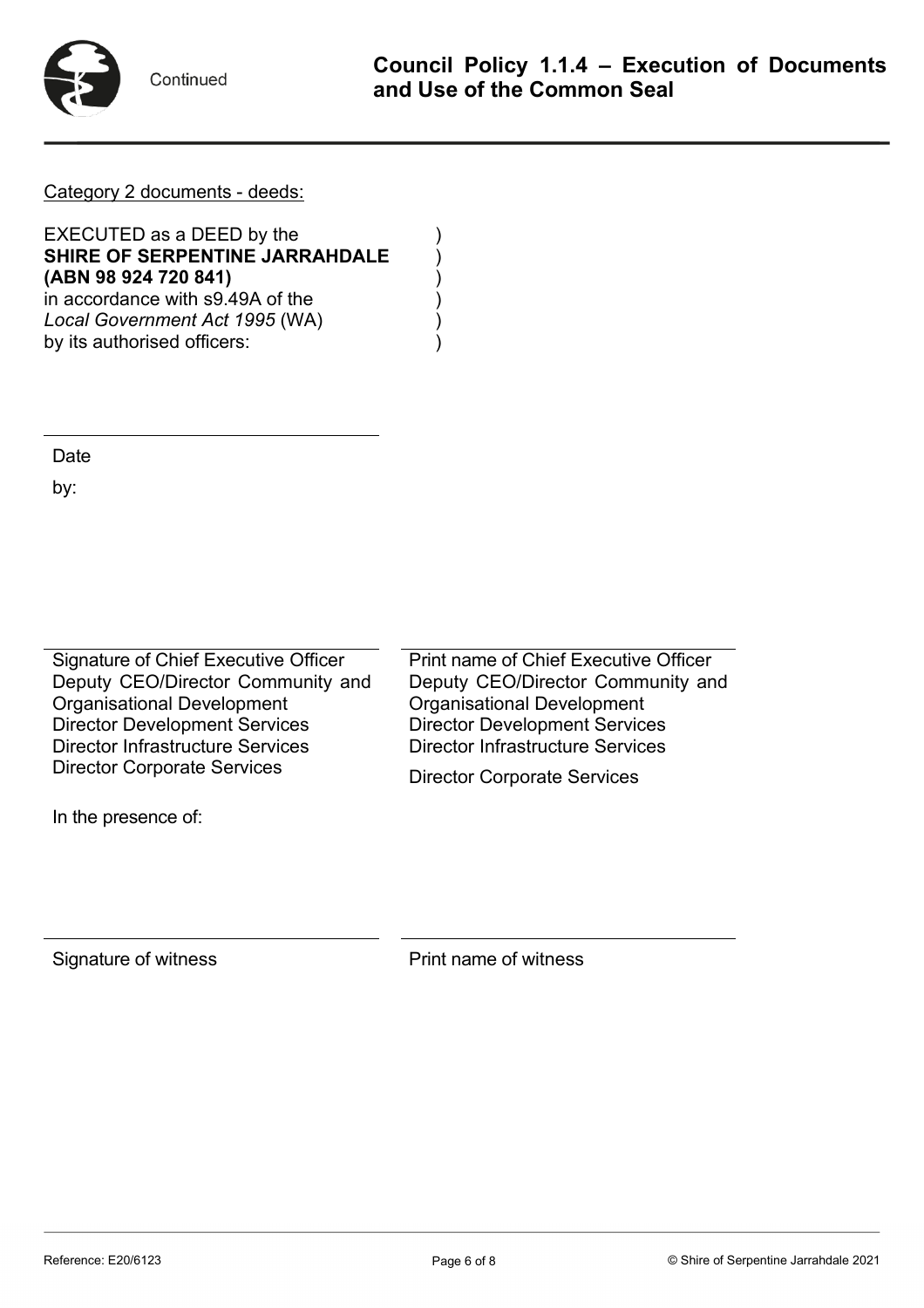Category 2 documents - deeds:

EXECUTED as a DEED by the )
**SHIRE OF SERPENTINE JARRAHDALE** )
**(ABN 98 924 720 841)** )
in accordance with s9.49A of the )
*Local Government Act 1995* (WA) )
by its authorised officers: )

Date

by:

| Signature of Chief Executive Officer<br>Deputy CEO/Director Community and Organisational Development<br>Director Development Services<br>Director Infrastructure Services<br>Director Corporate Services | Print name of Chief Executive Officer<br>Deputy CEO/Director Community and Organisational Development<br>Director Development Services<br>Director Infrastructure Services<br>Director Corporate Services |
|---|---|

In the presence of:

| Signature of witness | Print name of witness |
|---|---|

Reference: E20/6123

© Shire of Serpentine Jarrahdale 2021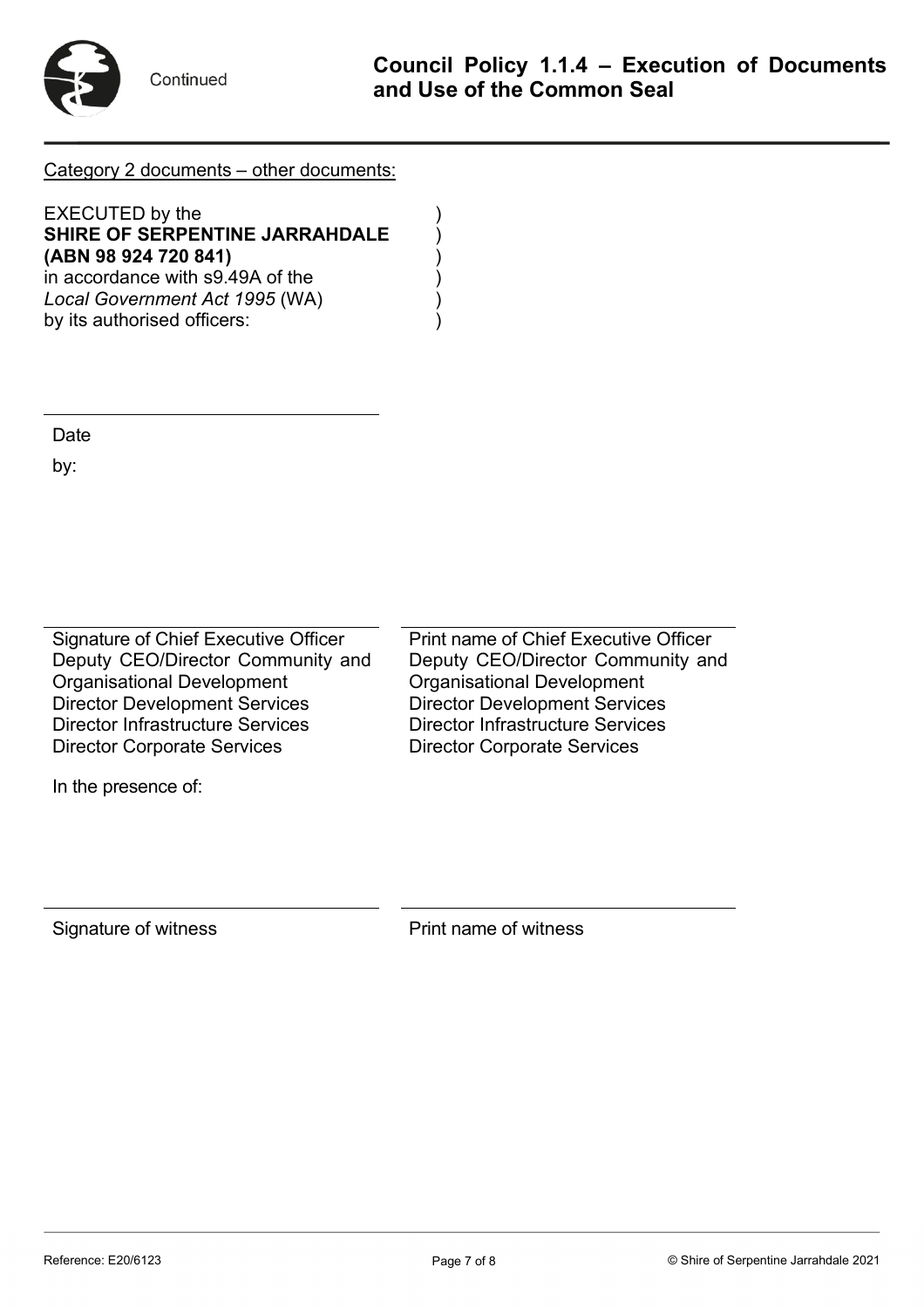Category 2 documents – other documents:

EXECUTED by the )
**SHIRE OF SERPENTINE JARRAHDALE** )
**(ABN 98 924 720 841)** )
in accordance with s9.49A of the )
*Local Government Act 1995* (WA) )
by its authorised officers: )

\_\_\_\_\_\_\_\_\_\_\_\_\_\_\_\_\_\_\_\_\_\_\_\_\_\_\_\_\_\_\_\_

Date

by:

| \_\_\_\_\_\_\_\_\_\_\_\_\_\_\_\_\_\_\_\_\_\_\_\_\_\_\_\_\_\_\_\_ | \_\_\_\_\_\_\_\_\_\_\_\_\_\_\_\_\_\_\_\_\_\_\_\_\_\_\_\_\_\_\_\_ |
|---|---|
| Signature of Chief Executive Officer<br>Deputy CEO/Director Community and Organisational Development<br>Director Development Services<br>Director Infrastructure Services<br>Director Corporate Services | Print name of Chief Executive Officer<br>Deputy CEO/Director Community and Organisational Development<br>Director Development Services<br>Director Infrastructure Services<br>Director Corporate Services |

In the presence of:

| \_\_\_\_\_\_\_\_\_\_\_\_\_\_\_\_\_\_\_\_\_\_\_\_\_\_\_\_\_\_\_\_ | \_\_\_\_\_\_\_\_\_\_\_\_\_\_\_\_\_\_\_\_\_\_\_\_\_\_\_\_\_\_\_\_ |
|---|---|
| Signature of witness | Print name of witness |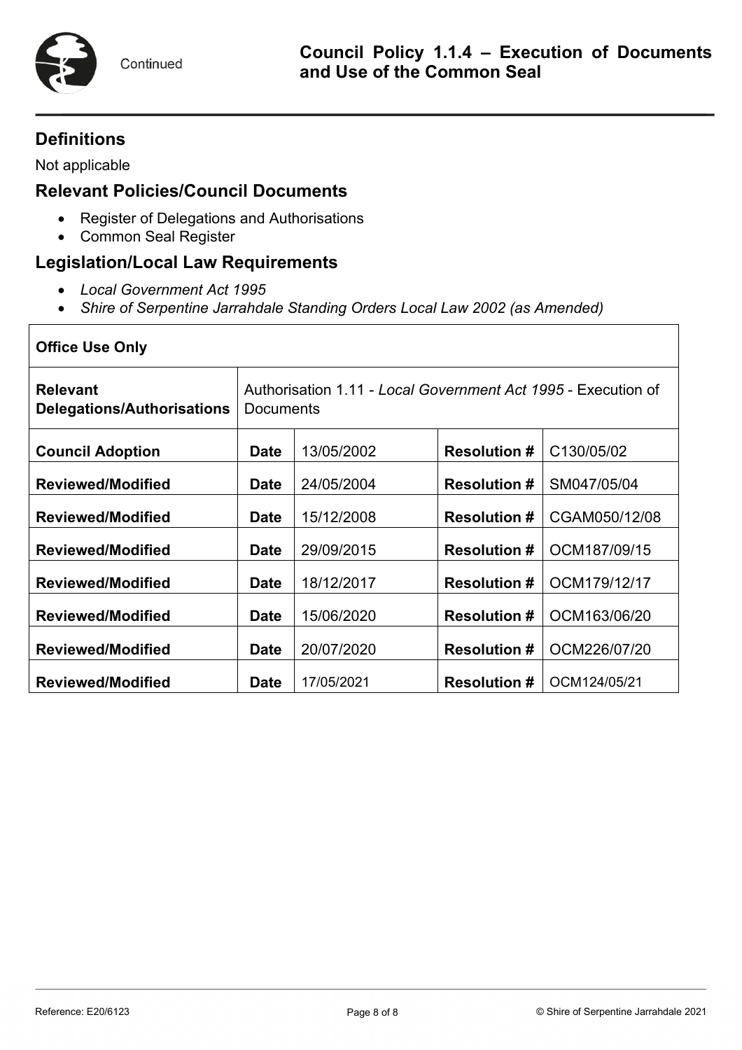## Definitions

Not applicable

## Relevant Policies/Council Documents

- Register of Delegations and Authorisations
- Common Seal Register

## Legislation/Local Law Requirements

- *Local Government Act 1995*
- *Shire of Serpentine Jarrahdale Standing Orders Local Law 2002 (as Amended)*

| **Office Use Only** | | | | |
|---|---|---|---|---|
| **Relevant Delegations/Authorisations** | Authorisation 1.11 - *Local Government Act 1995* - Execution of Documents | | | |
| **Council Adoption** | **Date** | 13/05/2002 | **Resolution #** | C130/05/02 |
| **Reviewed/Modified** | **Date** | 24/05/2004 | **Resolution #** | SM047/05/04 |
| **Reviewed/Modified** | **Date** | 15/12/2008 | **Resolution #** | CGAM050/12/08 |
| **Reviewed/Modified** | **Date** | 29/09/2015 | **Resolution #** | OCM187/09/15 |
| **Reviewed/Modified** | **Date** | 18/12/2017 | **Resolution #** | OCM179/12/17 |
| **Reviewed/Modified** | **Date** | 15/06/2020 | **Resolution #** | OCM163/06/20 |
| **Reviewed/Modified** | **Date** | 20/07/2020 | **Resolution #** | OCM226/07/20 |
| **Reviewed/Modified** | **Date** | 17/05/2021 | **Resolution #** | OCM124/05/21 |